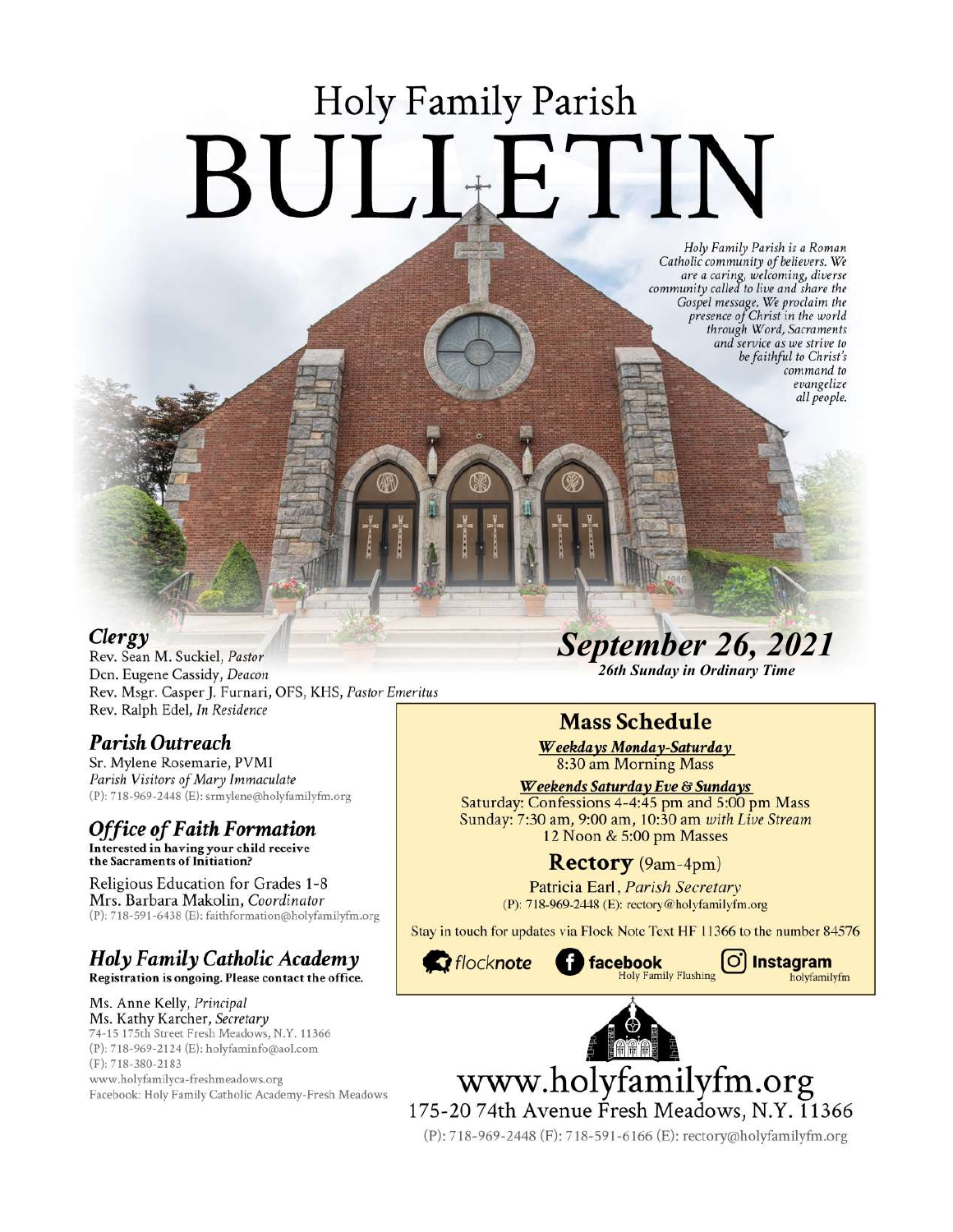# Holy Family Parish BULLETIN

*Holy Family Parish is a Roman Catholic community of believers. We are a caring, welcoming, diverse community called to live and share the Gospel message. We proclaim the presence of Christ in the world through Word, Sacraments and service as we strive to be faithful to Christ's command to evangelize all people.*

## *September 26, 2021*

***26th Sunday in Ordinary Time***

### *Clergy*

Rev. Sean M. Suckiel, *Pastor*
Dcn. Eugene Cassidy, *Deacon*
Rev. Msgr. Casper J. Furnari, OFS, KHS, *Pastor Emeritus*
Rev. Ralph Edel, *In Residence*

### *Parish Outreach*

Sr. Mylene Rosemarie, PVMI
*Parish Visitors of Mary Immaculate*
(P): 718-969-2448 (E): srmylene@holyfamilyfm.org

### *Office of Faith Formation*

**Interested in having your child receive the Sacraments of Initiation?**

Religious Education for Grades 1-8
Mrs. Barbara Makolin, *Coordinator*
(P): 718-591-6438 (E): faithformation@holyfamilyfm.org

### *Holy Family Catholic Academy*

**Registration is ongoing. Please contact the office.**

Ms. Anne Kelly, *Principal*
Ms. Kathy Karcher, *Secretary*
74-15 175th Street Fresh Meadows, N.Y. 11366
(P): 718-969-2124 (E): holyfaminfo@aol.com
(F): 718-380-2183
www.holyfamilyca-freshmeadows.org
Facebook: Holy Family Catholic Academy-Fresh Meadows

## Mass Schedule

***Weekdays Monday-Saturday***
8:30 am Morning Mass

***Weekends Saturday Eve & Sundays***
Saturday: Confessions 4-4:45 pm and 5:00 pm Mass
Sunday: 7:30 am, 9:00 am, 10:30 am *with Live Stream*
12 Noon & 5:00 pm Masses

## Rectory (9am-4pm)

Patricia Earl, *Parish Secretary*
(P): 718-969-2448 (E): rectory@holyfamilyfm.org

Stay in touch for updates via Flock Note Text HF 11366 to the number 84576

flocknote | facebook Holy Family Flushing | Instagram holyfamilyfm

## www.holyfamilyfm.org

175-20 74th Avenue Fresh Meadows, N.Y. 11366

(P): 718-969-2448 (F): 718-591-6166 (E): rectory@holyfamilyfm.org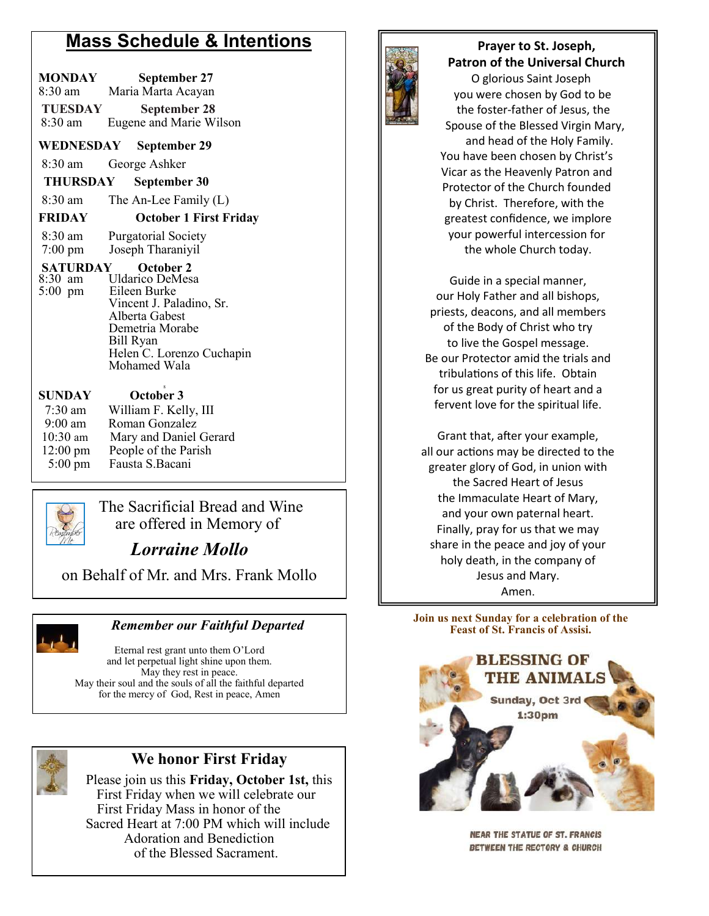# Mass Schedule & Intentions

**MONDAY** **September 27**
8:30 am Maria Marta Acayan

**TUESDAY** **September 28**
8:30 am Eugene and Marie Wilson

**WEDNESDAY** **September 29**
8:30 am George Ashker

**THURSDAY** **September 30**
8:30 am The An-Lee Family (L)

**FRIDAY** **October 1 First Friday**
8:30 am Purgatorial Society
7:00 pm Joseph Tharaniyil

**SATURDAY** **October 2**
8:30 am Uldarico DeMesa
5:00 pm Eileen Burke
Vincent J. Paladino, Sr.
Alberta Gabest
Demetria Morabe
Bill Ryan
Helen C. Lorenzo Cuchapin
Mohamed Wala

**SUNDAY** **October 3**
7:30 am William F. Kelly, III
9:00 am Roman Gonzalez
10:30 am Mary and Daniel Gerard
12:00 pm People of the Parish
5:00 pm Fausta S.Bacani

The Sacrificial Bread and Wine are offered in Memory of

***Lorraine Mollo***

on Behalf of Mr. and Mrs. Frank Mollo

### *Remember our Faithful Departed*

Eternal rest grant unto them O'Lord
and let perpetual light shine upon them.
May they rest in peace.
May their soul and the souls of all the faithful departed
for the mercy of God, Rest in peace, Amen

## We honor First Friday

Please join us this **Friday, October 1st,** this First Friday when we will celebrate our First Friday Mass in honor of the Sacred Heart at 7:00 PM which will include Adoration and Benediction of the Blessed Sacrament.

### Prayer to St. Joseph, Patron of the Universal Church

O glorious Saint Joseph
you were chosen by God to be
the foster-father of Jesus, the
Spouse of the Blessed Virgin Mary,
and head of the Holy Family.
You have been chosen by Christ's
Vicar as the Heavenly Patron and
Protector of the Church founded
by Christ. Therefore, with the
greatest confidence, we implore
your powerful intercession for
the whole Church today.

Guide in a special manner,
our Holy Father and all bishops,
priests, deacons, and all members
of the Body of Christ who try
to live the Gospel message.
Be our Protector amid the trials and
tribulations of this life. Obtain
for us great purity of heart and a
fervent love for the spiritual life.

Grant that, after your example,
all our actions may be directed to the
greater glory of God, in union with
the Sacred Heart of Jesus
the Immaculate Heart of Mary,
and your own paternal heart.
Finally, pray for us that we may
share in the peace and joy of your
holy death, in the company of
Jesus and Mary.
Amen.

**Join us next Sunday for a celebration of the Feast of St. Francis of Assisi.**

**BLESSING OF THE ANIMALS**

Sunday, Oct 3rd
1:30pm

NEAR THE STATUE OF ST. FRANCIS
BETWEEN THE RECTORY & CHURCH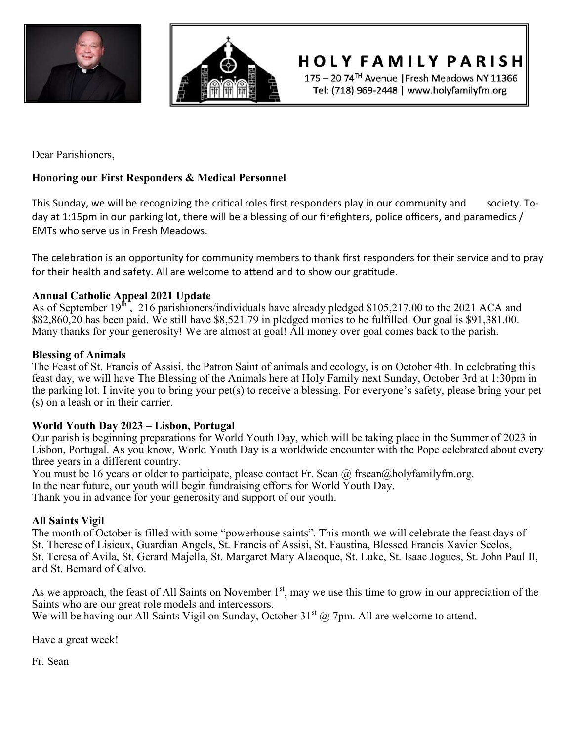# HOLY FAMILY PARISH

175 – 20 74TH Avenue | Fresh Meadows NY 11366
Tel: (718) 969-2448 | www.holyfamilyfm.org

Dear Parishioners,

**Honoring our First Responders & Medical Personnel**

This Sunday, we will be recognizing the critical roles first responders play in our community and society. Today at 1:15pm in our parking lot, there will be a blessing of our firefighters, police officers, and paramedics / EMTs who serve us in Fresh Meadows.

The celebration is an opportunity for community members to thank first responders for their service and to pray for their health and safety. All are welcome to attend and to show our gratitude.

**Annual Catholic Appeal 2021 Update**
As of September 19th, 216 parishioners/individuals have already pledged $105,217.00 to the 2021 ACA and $82,860,20 has been paid. We still have $8,521.79 in pledged monies to be fulfilled. Our goal is $91,381.00. Many thanks for your generosity! We are almost at goal! All money over goal comes back to the parish.

**Blessing of Animals**
The Feast of St. Francis of Assisi, the Patron Saint of animals and ecology, is on October 4th. In celebrating this feast day, we will have The Blessing of the Animals here at Holy Family next Sunday, October 3rd at 1:30pm in the parking lot. I invite you to bring your pet(s) to receive a blessing. For everyone's safety, please bring your pet (s) on a leash or in their carrier.

**World Youth Day 2023 – Lisbon, Portugal**
Our parish is beginning preparations for World Youth Day, which will be taking place in the Summer of 2023 in Lisbon, Portugal. As you know, World Youth Day is a worldwide encounter with the Pope celebrated about every three years in a different country.
You must be 16 years or older to participate, please contact Fr. Sean @ frsean@holyfamilyfm.org.
In the near future, our youth will begin fundraising efforts for World Youth Day.
Thank you in advance for your generosity and support of our youth.

**All Saints Vigil**
The month of October is filled with some "powerhouse saints". This month we will celebrate the feast days of St. Therese of Lisieux, Guardian Angels, St. Francis of Assisi, St. Faustina, Blessed Francis Xavier Seelos, St. Teresa of Avila, St. Gerard Majella, St. Margaret Mary Alacoque, St. Luke, St. Isaac Jogues, St. John Paul II, and St. Bernard of Calvo.

As we approach, the feast of All Saints on November 1st, may we use this time to grow in our appreciation of the Saints who are our great role models and intercessors.
We will be having our All Saints Vigil on Sunday, October 31st @ 7pm. All are welcome to attend.

Have a great week!

Fr. Sean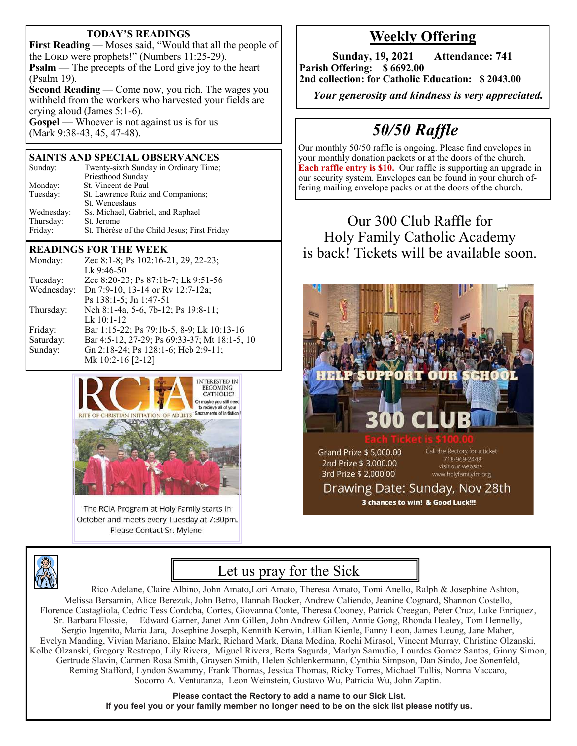## TODAY'S READINGS

**First Reading** — Moses said, "Would that all the people of the LORD were prophets!" (Numbers 11:25-29).

**Psalm** — The precepts of the Lord give joy to the heart (Psalm 19).

**Second Reading** — Come now, you rich. The wages you withheld from the workers who harvested your fields are crying aloud (James 5:1-6).

**Gospel** — Whoever is not against us is for us (Mark 9:38-43, 45, 47-48).

## SAINTS AND SPECIAL OBSERVANCES

| | |
|---|---|
| Sunday: | Twenty-sixth Sunday in Ordinary Time; Priesthood Sunday |
| Monday: | St. Vincent de Paul |
| Tuesday: | St. Lawrence Ruiz and Companions; St. Wenceslaus |
| Wednesday: | Ss. Michael, Gabriel, and Raphael |
| Thursday: | St. Jerome |
| Friday: | St. Thérèse of the Child Jesus; First Friday |

## READINGS FOR THE WEEK

| | |
|---|---|
| Monday: | Zec 8:1-8; Ps 102:16-21, 29, 22-23; Lk 9:46-50 |
| Tuesday: | Zec 8:20-23; Ps 87:1b-7; Lk 9:51-56 |
| Wednesday: | Dn 7:9-10, 13-14 or Rv 12:7-12a; Ps 138:1-5; Jn 1:47-51 |
| Thursday: | Neh 8:1-4a, 5-6, 7b-12; Ps 19:8-11; Lk 10:1-12 |
| Friday: | Bar 1:15-22; Ps 79:1b-5, 8-9; Lk 10:13-16 |
| Saturday: | Bar 4:5-12, 27-29; Ps 69:33-37; Mt 18:1-5, 10 |
| Sunday: | Gn 2:18-24; Ps 128:1-6; Heb 2:9-11; Mk 10:2-16 [2-12] |

RCIA — RITE OF CHRISTIAN INITIATION OF ADULTS

INTERESTED IN BECOMING CATHOLIC? Or maybe you still need to recieve all of your Sacraments of Initiation!

The RCIA Program at Holy Family starts in October and meets every Tuesday at 7:30pm. Please Contact Sr. Mylene

## Weekly Offering

**Sunday, 19, 2021 Attendance: 741**

**Parish Offering: $ 6692.00**

**2nd collection: for Catholic Education: $ 2043.00**

***Your generosity and kindness is very appreciated.***

## *50/50 Raffle*

Our monthly 50/50 raffle is ongoing. Please find envelopes in your monthly donation packets or at the doors of the church. **Each raffle entry is $10.** Our raffle is supporting an upgrade in our security system. Envelopes can be found in your church offering mailing envelope packs or at the doors of the church.

Our 300 Club Raffle for Holy Family Catholic Academy is back! Tickets will be available soon.

HELP SUPPORT OUR SCHOOL

300 CLUB

Each Ticket is $100.00

Grand Prize $ 5,000.00
2nd Prize $ 3,000.00
3rd Prize $ 2,000.00

Call the Rectory for a ticket 718-969-2448 visit our website www.holyfamilyfm.org

Drawing Date: Sunday, Nov 28th

**3 chances to win! & Good Luck!!!**

## Let us pray for the Sick

Rico Adelane, Claire Albino, John Amato,Lori Amato, Theresa Amato, Tomi Anello, Ralph & Josephine Ashton, Melissa Bersamin, Alice Berezuk, John Betro, Hannah Bocker, Andrew Caliendo, Jeanine Cognard, Shannon Costello, Florence Castagliola, Cedric Tess Cordoba, Cortes, Giovanna Conte, Theresa Cooney, Patrick Creegan, Peter Cruz, Luke Enriquez, Sr. Barbara Flossie, Edward Garner, Janet Ann Gillen, John Andrew Gillen, Annie Gong, Rhonda Healey, Tom Hennelly, Sergio Ingenito, Maria Jara, Josephine Joseph, Kennith Kerwin, Lillian Kienle, Fanny Leon, James Leung, Jane Maher, Evelyn Manding, Vivian Mariano, Elaine Mark, Richard Mark, Diana Medina, Rochi Mirasol, Vincent Murray, Christine Olzanski, Kolbe Olzanski, Gregory Restrepo, Lily Rivera, Miguel Rivera, Berta Sagurda, Marlyn Samudio, Lourdes Gomez Santos, Ginny Simon, Gertrude Slavin, Carmen Rosa Smith, Graysen Smith, Helen Schlenkermann, Cynthia Simpson, Dan Sindo, Joe Sonenfeld, Reming Stafford, Lyndon Swammy, Frank Thomas, Jessica Thomas, Ricky Torres, Michael Tullis, Norma Vaccaro, Socorro A. Venturanza, Leon Weinstein, Gustavo Wu, Patricia Wu, John Zaptin.

**Please contact the Rectory to add a name to our Sick List.**
**If you feel you or your family member no longer need to be on the sick list please notify us.**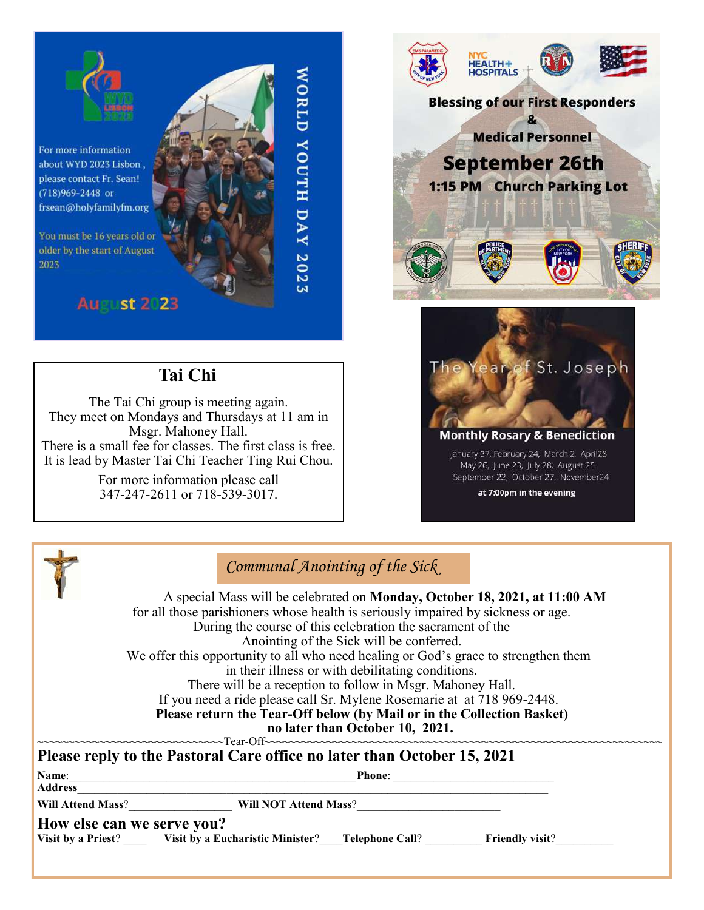## WORLD YOUTH DAY 2023

WYD Lisboa 2023

For more information about WYD 2023 Lisbon , please contact Fr. Sean! (718)969-2448 or frsean@holyfamilyfm.org

You must be 16 years old or older by the start of August 2023

August 2023

## Blessing of our First Responders & Medical Personnel

**September 26th**

**1:15 PM Church Parking Lot**

## Tai Chi

The Tai Chi group is meeting again.
They meet on Mondays and Thursdays at 11 am in Msgr. Mahoney Hall.
There is a small fee for classes. The first class is free.
It is lead by Master Tai Chi Teacher Ting Rui Chou.

For more information please call
347-247-2611 or 718-539-3017.

## The Year of St. Joseph

**Monthly Rosary & Benediction**

January 27, February 24, March 2, April28
May 26, June 23, July 28, August 25
September 22, October 27, November24

**at 7:00pm in the evening**

## *Communal Anointing of the Sick*

A special Mass will be celebrated on **Monday, October 18, 2021, at 11:00 AM** for all those parishioners whose health is seriously impaired by sickness or age.
During the course of this celebration the sacrament of the Anointing of the Sick will be conferred.
We offer this opportunity to all who need healing or God's grace to strengthen them in their illness or with debilitating conditions.
There will be a reception to follow in Msgr. Mahoney Hall.
If you need a ride please call Sr. Mylene Rosemarie at at 718 969-2448.
**Please return the Tear-Off below (by Mail or in the Collection Basket) no later than October 10, 2021.**

~~~~~~~~~~~~~~~~~~~~~~~~~~~~~~Tear-Off~~~~~~~~~~~~~~~~~~~~~~~~~~~~~~

### Please reply to the Pastoral Care office no later than October 15, 2021

**Name**:______________________________________________ **Phone**: ___________________________
**Address**________________________________________________________________________________

**Will Attend Mass**?_________________ **Will NOT Attend Mass**?_________________________

### How else can we serve you?

**Visit by a Priest**? ____ **Visit by a Eucharistic Minister**?____ **Telephone Call**? __________ **Friendly visit**?__________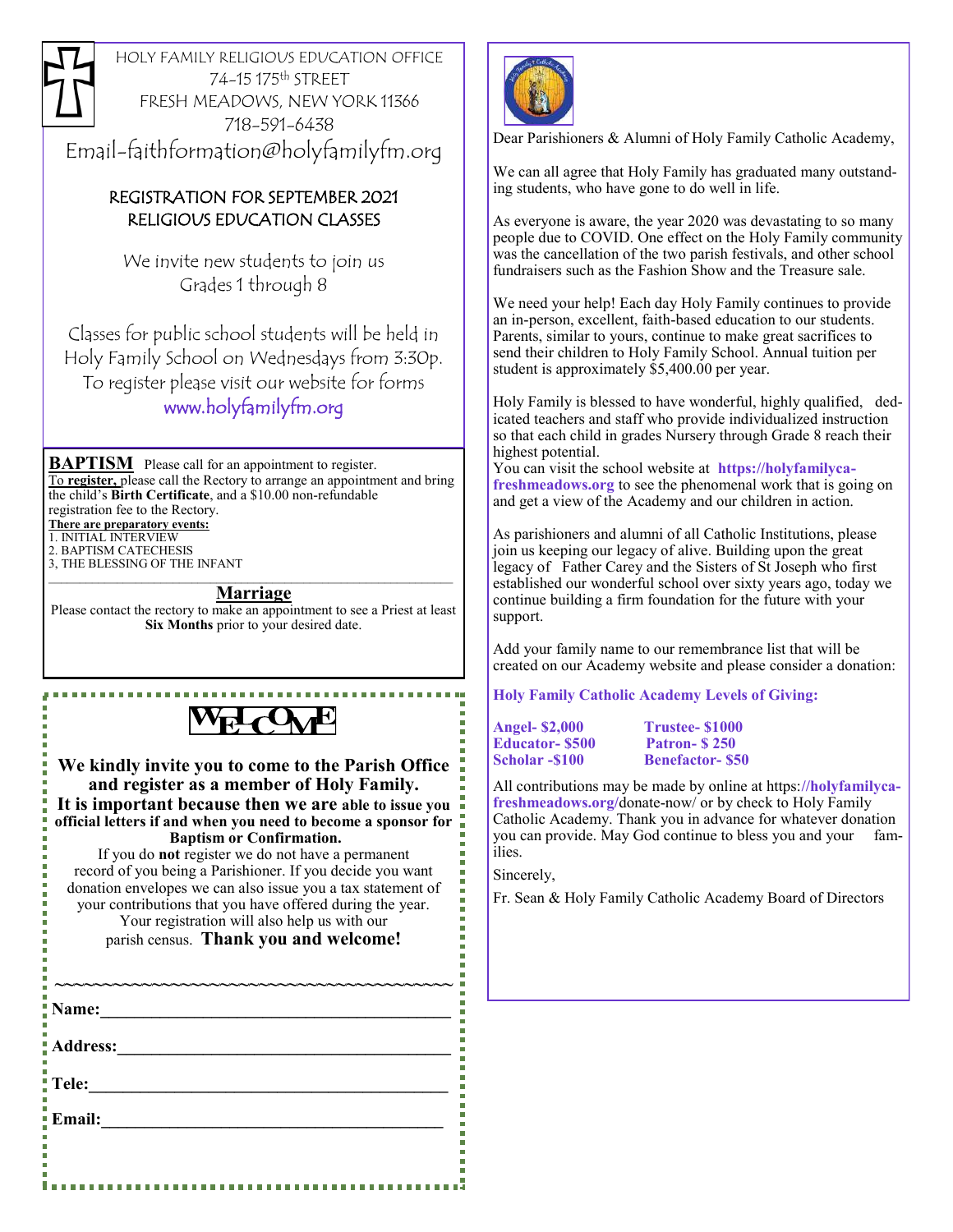HOLY FAMILY RELIGIOUS EDUCATION OFFICE
74-15 175th STREET
FRESH MEADOWS, NEW YORK 11366
718-591-6438
Email-faithformation@holyfamilyfm.org

## REGISTRATION FOR SEPTEMBER 2021 RELIGIOUS EDUCATION CLASSES

We invite new students to join us
Grades 1 through 8

Classes for public school students will be held in Holy Family School on Wednesdays from 3:30p. To register please visit our website for forms
www.holyfamilyfm.org

**BAPTISM** Please call for an appointment to register.
To **register,** please call the Rectory to arrange an appointment and bring the child's **Birth Certificate**, and a $10.00 non-refundable registration fee to the Rectory.
**There are preparatory events:**
1. INITIAL INTERVIEW
2. BAPTISM CATECHESIS
3, THE BLESSING OF THE INFANT

## Marriage

Please contact the rectory to make an appointment to see a Priest at least **Six Months** prior to your desired date.

## WELCOME

**We kindly invite you to come to the Parish Office and register as a member of Holy Family.**
**It is important because then we are able to issue you official letters if and when you need to become a sponsor for Baptism or Confirmation.**
If you do **not** register we do not have a permanent record of you being a Parishioner. If you decide you want donation envelopes we can also issue you a tax statement of your contributions that you have offered during the year. Your registration will also help us with our parish census. **Thank you and welcome!**

~~~~~~~~~~~~~~~~~~~~~~~~~~~~~~~~~~~~~~~~~~~~

**Name:**\_\_\_\_\_\_\_\_\_\_\_\_\_\_\_\_\_\_\_\_\_\_\_\_\_\_\_\_\_\_\_\_\_\_\_\_\_\_\_\_

**Address:**\_\_\_\_\_\_\_\_\_\_\_\_\_\_\_\_\_\_\_\_\_\_\_\_\_\_\_\_\_\_\_\_\_\_\_\_\_\_

**Tele:**\_\_\_\_\_\_\_\_\_\_\_\_\_\_\_\_\_\_\_\_\_\_\_\_\_\_\_\_\_\_\_\_\_\_\_\_\_\_\_\_\_

**Email:**\_\_\_\_\_\_\_\_\_\_\_\_\_\_\_\_\_\_\_\_\_\_\_\_\_\_\_\_\_\_\_\_\_\_\_\_\_\_\_\_

Dear Parishioners & Alumni of Holy Family Catholic Academy,

We can all agree that Holy Family has graduated many outstanding students, who have gone to do well in life.

As everyone is aware, the year 2020 was devastating to so many people due to COVID. One effect on the Holy Family community was the cancellation of the two parish festivals, and other school fundraisers such as the Fashion Show and the Treasure sale.

We need your help! Each day Holy Family continues to provide an in-person, excellent, faith-based education to our students. Parents, similar to yours, continue to make great sacrifices to send their children to Holy Family School. Annual tuition per student is approximately $5,400.00 per year.

Holy Family is blessed to have wonderful, highly qualified, dedicated teachers and staff who provide individualized instruction so that each child in grades Nursery through Grade 8 reach their highest potential.
You can visit the school website at **https://holyfamilyca-freshmeadows.org** to see the phenomenal work that is going on and get a view of the Academy and our children in action.

As parishioners and alumni of all Catholic Institutions, please join us keeping our legacy of alive. Building upon the great legacy of Father Carey and the Sisters of St Joseph who first established our wonderful school over sixty years ago, today we continue building a firm foundation for the future with your support.

Add your family name to our remembrance list that will be created on our Academy website and please consider a donation:

**Holy Family Catholic Academy Levels of Giving:**

| | |
|---|---|
| **Angel- $2,000** | **Trustee- $1000** |
| **Educator- $500** | **Patron- $ 250** |
| **Scholar -$100** | **Benefactor- $50** |

All contributions may be made by online at https://**holyfamilyca-freshmeadows.org**/donate-now/ or by check to Holy Family Catholic Academy. Thank you in advance for whatever donation you can provide. May God continue to bless you and your families.

Sincerely,

Fr. Sean & Holy Family Catholic Academy Board of Directors